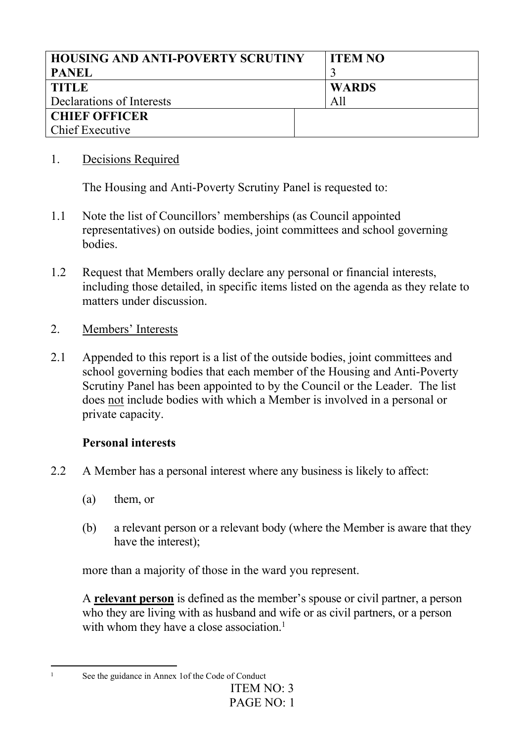| HOUSING AND ANTI-POVERTY SCRUTINY PANEL | ITEM NO 3 |
| --- | --- |
| **TITLE**<br>Declarations of Interests | **WARDS**<br>All |
| **CHIEF OFFICER**<br>Chief Executive | |

1. Decisions Required

   The Housing and Anti-Poverty Scrutiny Panel is requested to:

1.1 Note the list of Councillors' memberships (as Council appointed representatives) on outside bodies, joint committees and school governing bodies.

1.2 Request that Members orally declare any personal or financial interests, including those detailed, in specific items listed on the agenda as they relate to matters under discussion.

2. Members' Interests

2.1 Appended to this report is a list of the outside bodies, joint committees and school governing bodies that each member of the Housing and Anti-Poverty Scrutiny Panel has been appointed to by the Council or the Leader. The list does not include bodies with which a Member is involved in a personal or private capacity.

**Personal interests**

2.2 A Member has a personal interest where any business is likely to affect:

   (a) them, or

   (b) a relevant person or a relevant body (where the Member is aware that they have the interest);

   more than a majority of those in the ward you represent.

   A **relevant person** is defined as the member's spouse or civil partner, a person who they are living with as husband and wife or as civil partners, or a person with whom they have a close association.[1]

[1] See the guidance in Annex 1of the Code of Conduct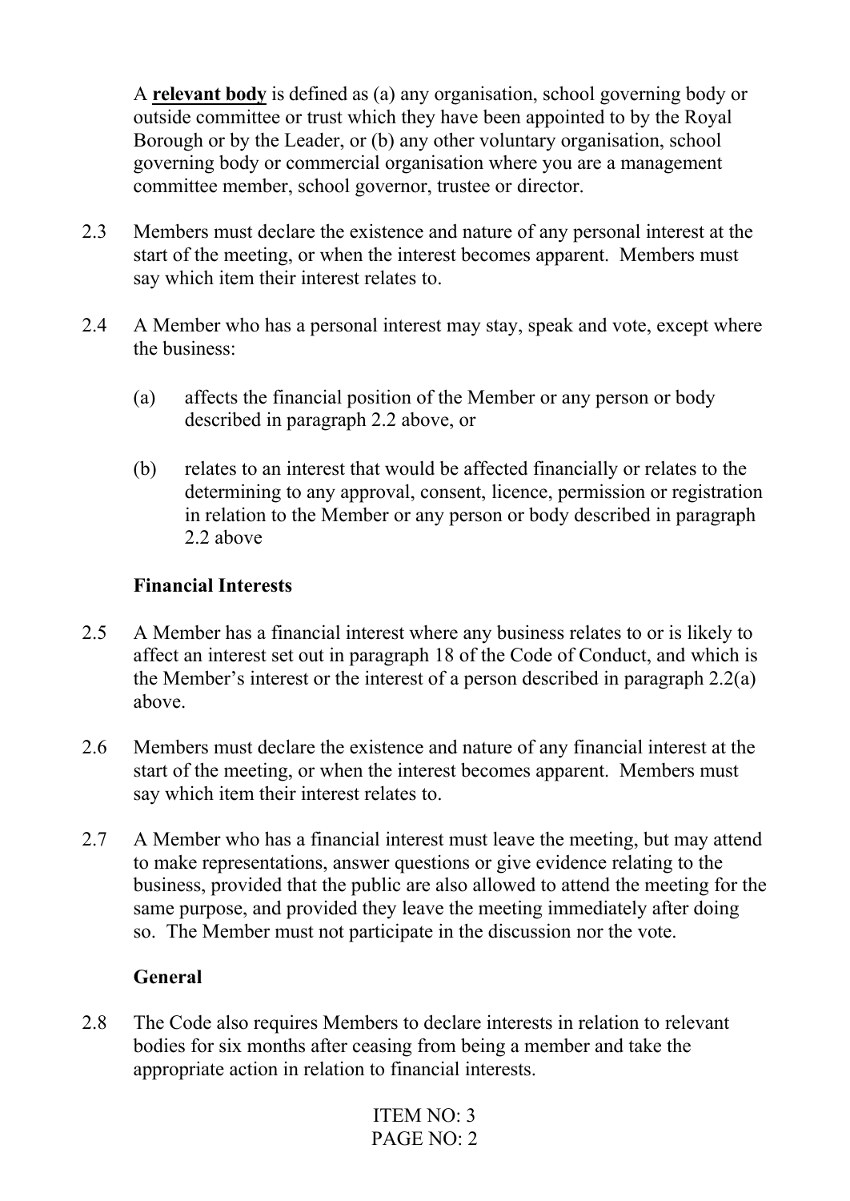A **relevant body** is defined as (a) any organisation, school governing body or outside committee or trust which they have been appointed to by the Royal Borough or by the Leader, or (b) any other voluntary organisation, school governing body or commercial organisation where you are a management committee member, school governor, trustee or director.

2.3 Members must declare the existence and nature of any personal interest at the start of the meeting, or when the interest becomes apparent. Members must say which item their interest relates to.

2.4 A Member who has a personal interest may stay, speak and vote, except where the business:

(a) affects the financial position of the Member or any person or body described in paragraph 2.2 above, or

(b) relates to an interest that would be affected financially or relates to the determining to any approval, consent, licence, permission or registration in relation to the Member or any person or body described in paragraph 2.2 above

**Financial Interests**

2.5 A Member has a financial interest where any business relates to or is likely to affect an interest set out in paragraph 18 of the Code of Conduct, and which is the Member's interest or the interest of a person described in paragraph 2.2(a) above.

2.6 Members must declare the existence and nature of any financial interest at the start of the meeting, or when the interest becomes apparent. Members must say which item their interest relates to.

2.7 A Member who has a financial interest must leave the meeting, but may attend to make representations, answer questions or give evidence relating to the business, provided that the public are also allowed to attend the meeting for the same purpose, and provided they leave the meeting immediately after doing so. The Member must not participate in the discussion nor the vote.

**General**

2.8 The Code also requires Members to declare interests in relation to relevant bodies for six months after ceasing from being a member and take the appropriate action in relation to financial interests.

ITEM NO: 3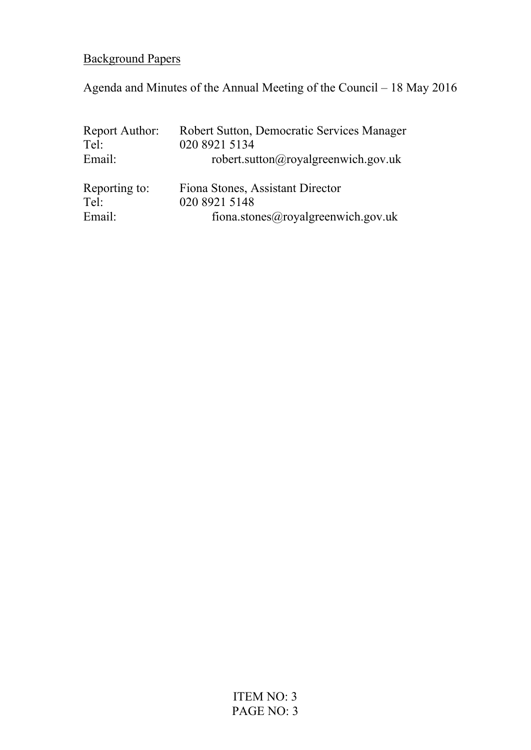<u>Background Papers</u>

Agenda and Minutes of the Annual Meeting of the Council – 18 May 2016

| | |
|---|---|
| Report Author: | Robert Sutton, Democratic Services Manager |
| Tel: | 020 8921 5134 |
| Email: | robert.sutton@royalgreenwich.gov.uk |

| | |
|---|---|
| Reporting to: | Fiona Stones, Assistant Director |
| Tel: | 020 8921 5148 |
| Email: | fiona.stones@royalgreenwich.gov.uk |

ITEM NO: 3
PAGE NO: 3